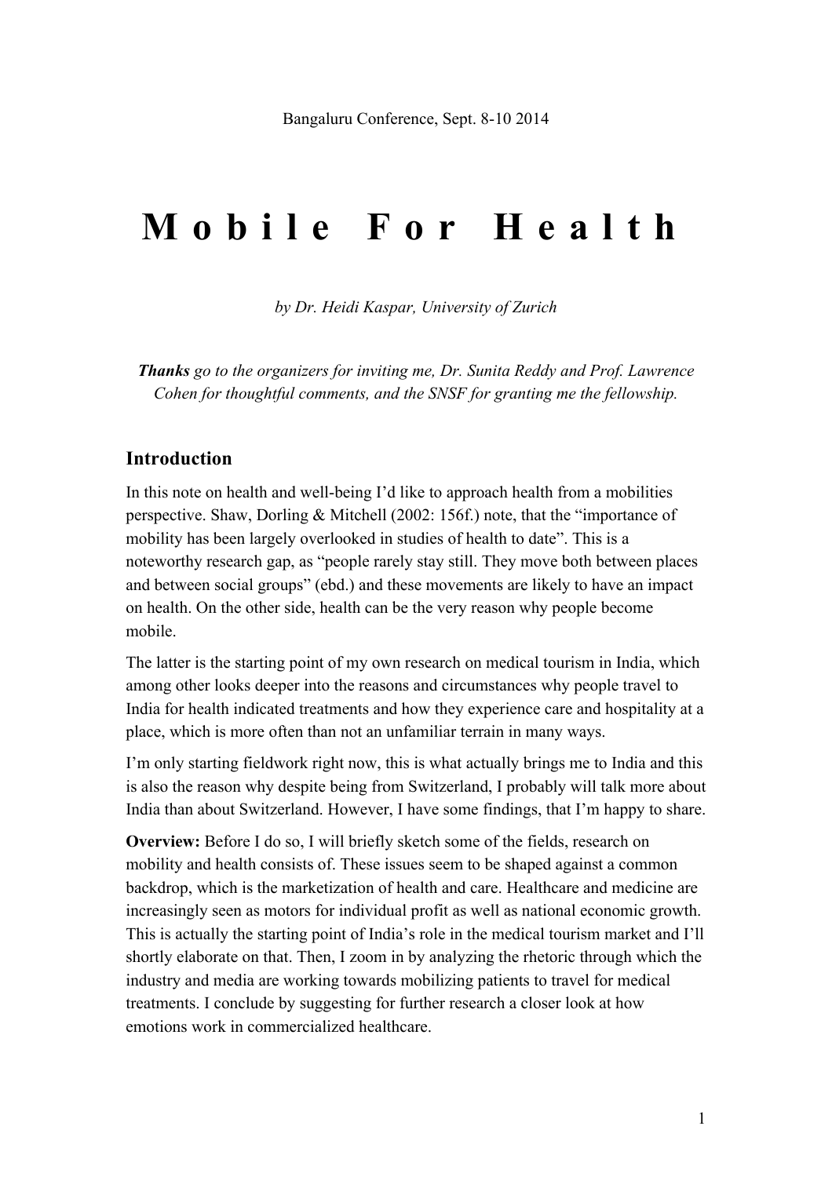Bangaluru Conference, Sept. 8-10 2014

# Mobile For Health

*by Dr. Heidi Kaspar, University of Zurich*

***Thanks** go to the organizers for inviting me, Dr. Sunita Reddy and Prof. Lawrence Cohen for thoughtful comments, and the SNSF for granting me the fellowship.*

## Introduction

In this note on health and well-being I'd like to approach health from a mobilities perspective. Shaw, Dorling & Mitchell (2002: 156f.) note, that the "importance of mobility has been largely overlooked in studies of health to date". This is a noteworthy research gap, as "people rarely stay still. They move both between places and between social groups" (ebd.) and these movements are likely to have an impact on health. On the other side, health can be the very reason why people become mobile.

The latter is the starting point of my own research on medical tourism in India, which among other looks deeper into the reasons and circumstances why people travel to India for health indicated treatments and how they experience care and hospitality at a place, which is more often than not an unfamiliar terrain in many ways.

I'm only starting fieldwork right now, this is what actually brings me to India and this is also the reason why despite being from Switzerland, I probably will talk more about India than about Switzerland. However, I have some findings, that I'm happy to share.

**Overview:** Before I do so, I will briefly sketch some of the fields, research on mobility and health consists of. These issues seem to be shaped against a common backdrop, which is the marketization of health and care. Healthcare and medicine are increasingly seen as motors for individual profit as well as national economic growth. This is actually the starting point of India's role in the medical tourism market and I'll shortly elaborate on that. Then, I zoom in by analyzing the rhetoric through which the industry and media are working towards mobilizing patients to travel for medical treatments. I conclude by suggesting for further research a closer look at how emotions work in commercialized healthcare.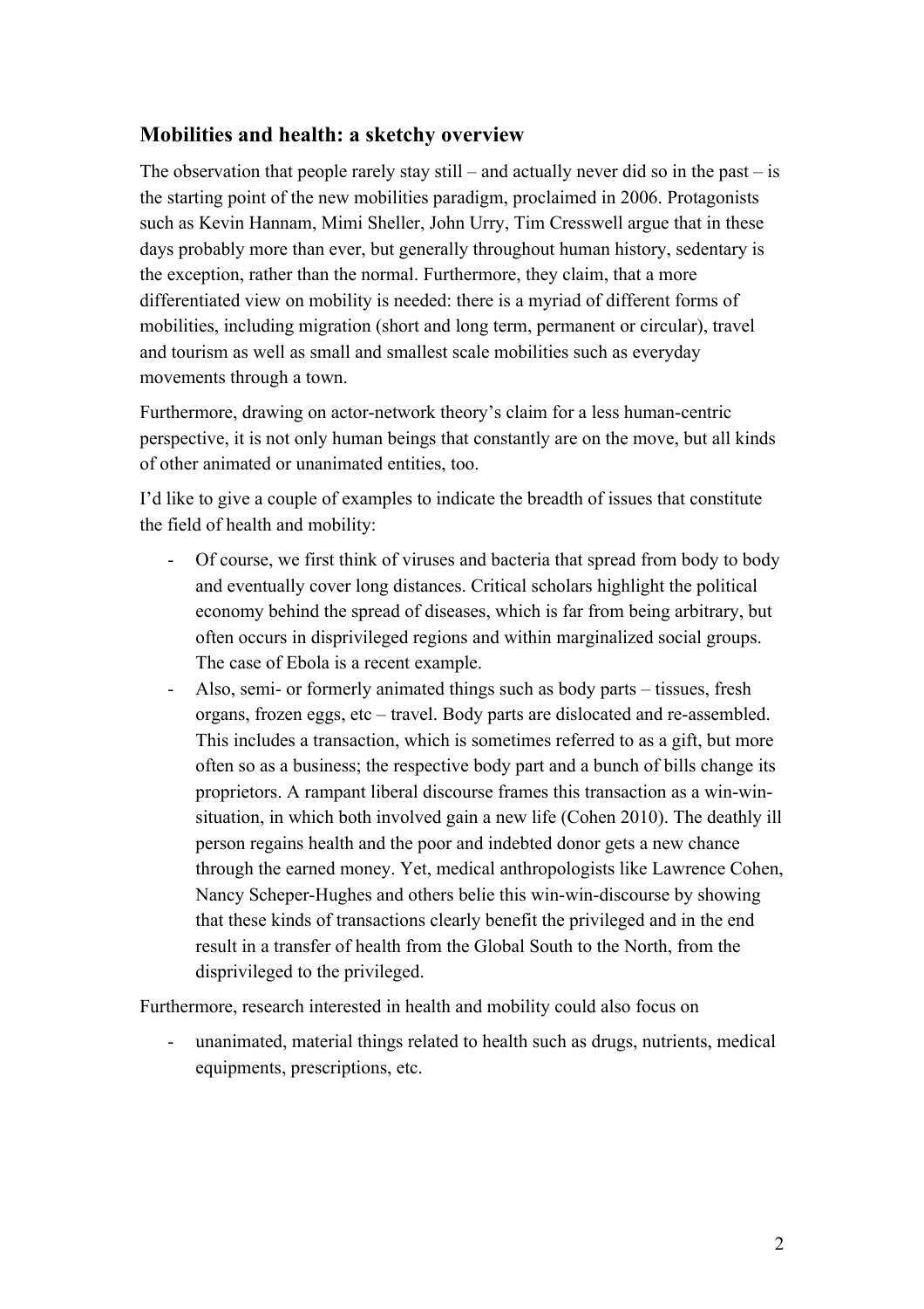## Mobilities and health: a sketchy overview

The observation that people rarely stay still – and actually never did so in the past – is the starting point of the new mobilities paradigm, proclaimed in 2006. Protagonists such as Kevin Hannam, Mimi Sheller, John Urry, Tim Cresswell argue that in these days probably more than ever, but generally throughout human history, sedentary is the exception, rather than the normal. Furthermore, they claim, that a more differentiated view on mobility is needed: there is a myriad of different forms of mobilities, including migration (short and long term, permanent or circular), travel and tourism as well as small and smallest scale mobilities such as everyday movements through a town.

Furthermore, drawing on actor-network theory's claim for a less human-centric perspective, it is not only human beings that constantly are on the move, but all kinds of other animated or unanimated entities, too.

I'd like to give a couple of examples to indicate the breadth of issues that constitute the field of health and mobility:

- Of course, we first think of viruses and bacteria that spread from body to body and eventually cover long distances. Critical scholars highlight the political economy behind the spread of diseases, which is far from being arbitrary, but often occurs in disprivileged regions and within marginalized social groups. The case of Ebola is a recent example.
- Also, semi- or formerly animated things such as body parts – tissues, fresh organs, frozen eggs, etc – travel. Body parts are dislocated and re-assembled. This includes a transaction, which is sometimes referred to as a gift, but more often so as a business; the respective body part and a bunch of bills change its proprietors. A rampant liberal discourse frames this transaction as a win-win-situation, in which both involved gain a new life (Cohen 2010). The deathly ill person regains health and the poor and indebted donor gets a new chance through the earned money. Yet, medical anthropologists like Lawrence Cohen, Nancy Scheper-Hughes and others belie this win-win-discourse by showing that these kinds of transactions clearly benefit the privileged and in the end result in a transfer of health from the Global South to the North, from the disprivileged to the privileged.

Furthermore, research interested in health and mobility could also focus on

- unanimated, material things related to health such as drugs, nutrients, medical equipments, prescriptions, etc.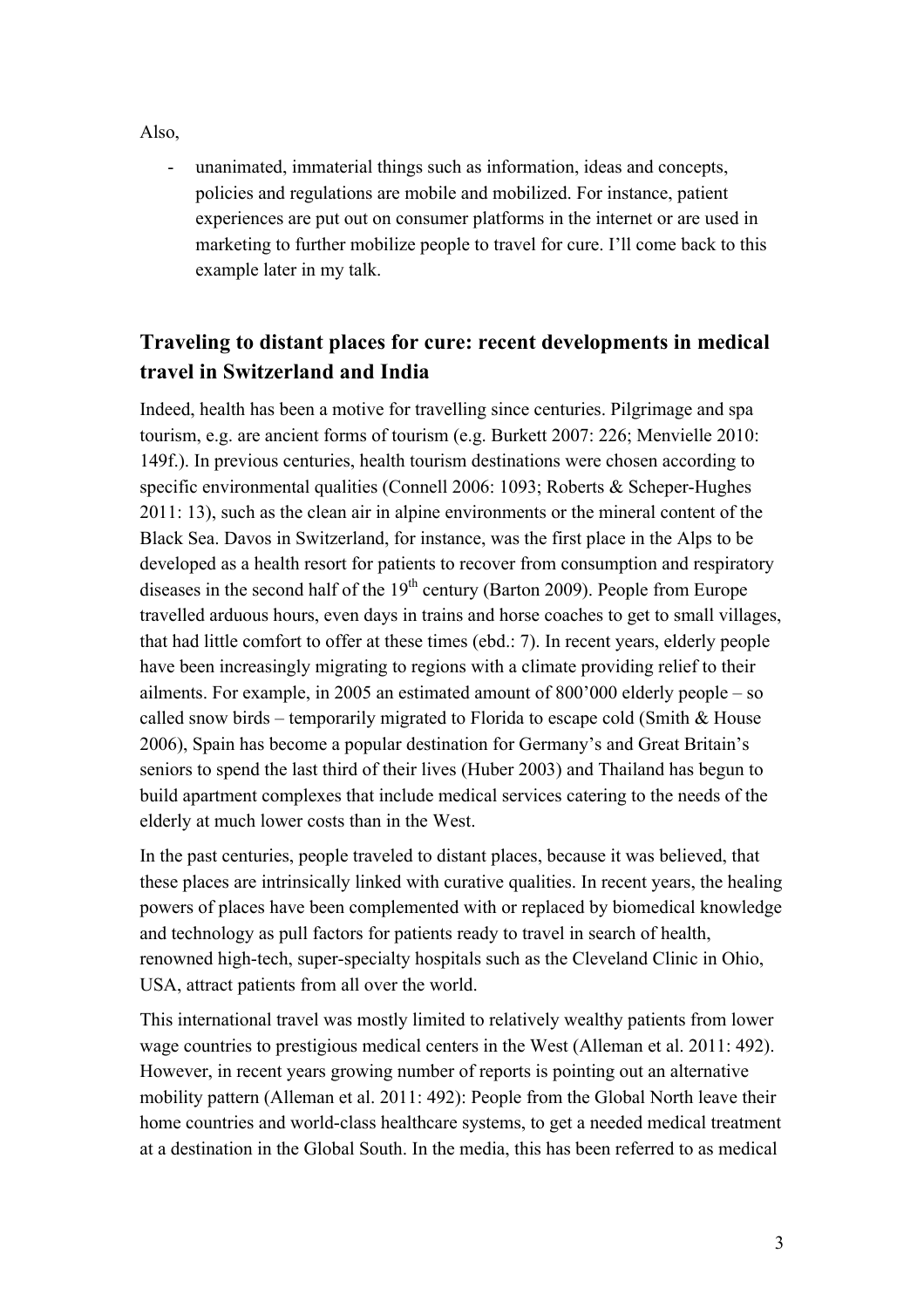Also,

- unanimated, immaterial things such as information, ideas and concepts, policies and regulations are mobile and mobilized. For instance, patient experiences are put out on consumer platforms in the internet or are used in marketing to further mobilize people to travel for cure. I'll come back to this example later in my talk.

## Traveling to distant places for cure: recent developments in medical travel in Switzerland and India

Indeed, health has been a motive for travelling since centuries. Pilgrimage and spa tourism, e.g. are ancient forms of tourism (e.g. Burkett 2007: 226; Menvielle 2010: 149f.). In previous centuries, health tourism destinations were chosen according to specific environmental qualities (Connell 2006: 1093; Roberts & Scheper-Hughes 2011: 13), such as the clean air in alpine environments or the mineral content of the Black Sea. Davos in Switzerland, for instance, was the first place in the Alps to be developed as a health resort for patients to recover from consumption and respiratory diseases in the second half of the 19th century (Barton 2009). People from Europe travelled arduous hours, even days in trains and horse coaches to get to small villages, that had little comfort to offer at these times (ebd.: 7). In recent years, elderly people have been increasingly migrating to regions with a climate providing relief to their ailments. For example, in 2005 an estimated amount of 800'000 elderly people – so called snow birds – temporarily migrated to Florida to escape cold (Smith & House 2006), Spain has become a popular destination for Germany's and Great Britain's seniors to spend the last third of their lives (Huber 2003) and Thailand has begun to build apartment complexes that include medical services catering to the needs of the elderly at much lower costs than in the West.

In the past centuries, people traveled to distant places, because it was believed, that these places are intrinsically linked with curative qualities. In recent years, the healing powers of places have been complemented with or replaced by biomedical knowledge and technology as pull factors for patients ready to travel in search of health, renowned high-tech, super-specialty hospitals such as the Cleveland Clinic in Ohio, USA, attract patients from all over the world.

This international travel was mostly limited to relatively wealthy patients from lower wage countries to prestigious medical centers in the West (Alleman et al. 2011: 492). However, in recent years growing number of reports is pointing out an alternative mobility pattern (Alleman et al. 2011: 492): People from the Global North leave their home countries and world-class healthcare systems, to get a needed medical treatment at a destination in the Global South. In the media, this has been referred to as medical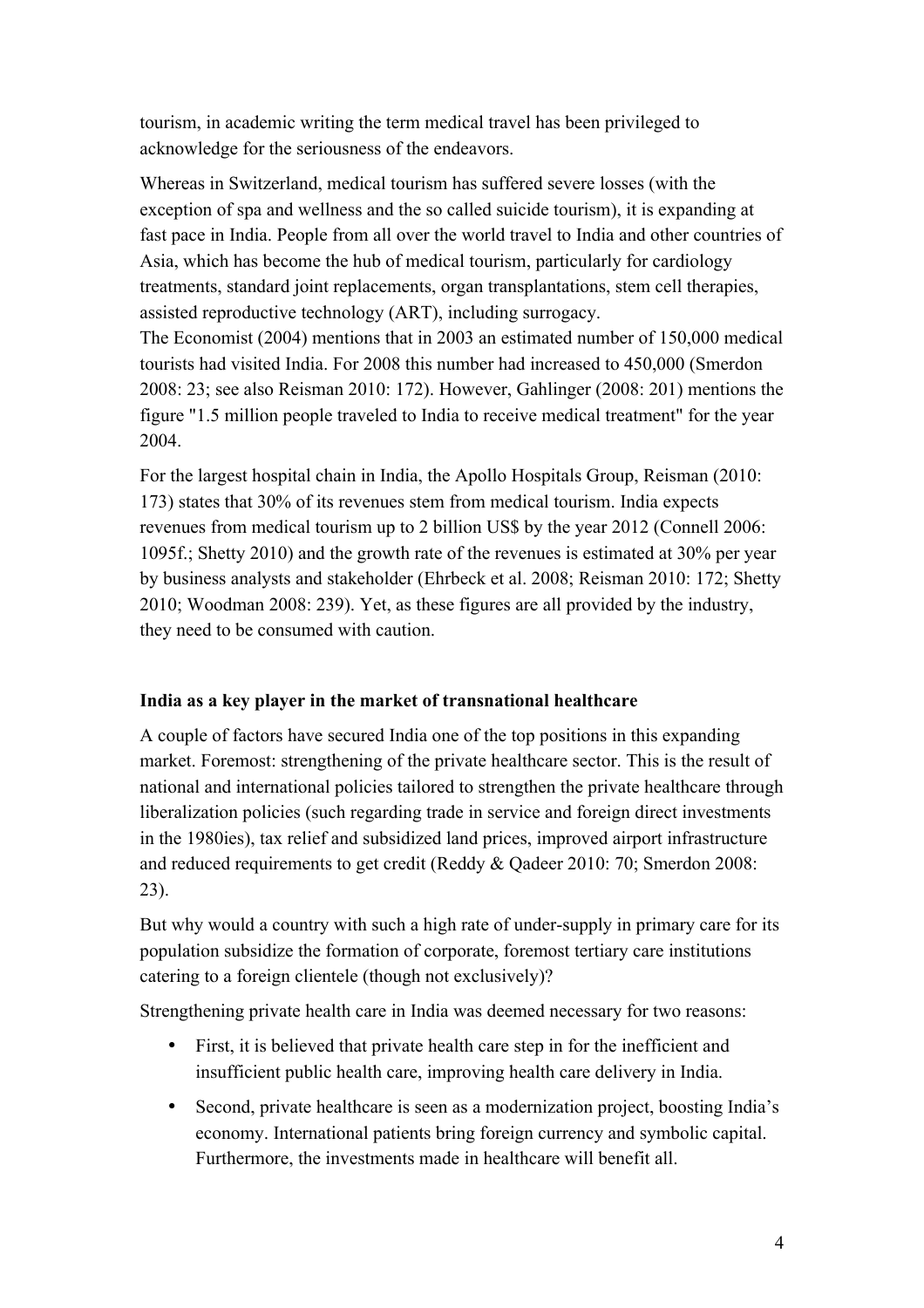tourism, in academic writing the term medical travel has been privileged to acknowledge for the seriousness of the endeavors.

Whereas in Switzerland, medical tourism has suffered severe losses (with the exception of spa and wellness and the so called suicide tourism), it is expanding at fast pace in India. People from all over the world travel to India and other countries of Asia, which has become the hub of medical tourism, particularly for cardiology treatments, standard joint replacements, organ transplantations, stem cell therapies, assisted reproductive technology (ART), including surrogacy.

The Economist (2004) mentions that in 2003 an estimated number of 150,000 medical tourists had visited India. For 2008 this number had increased to 450,000 (Smerdon 2008: 23; see also Reisman 2010: 172). However, Gahlinger (2008: 201) mentions the figure "1.5 million people traveled to India to receive medical treatment" for the year 2004.

For the largest hospital chain in India, the Apollo Hospitals Group, Reisman (2010: 173) states that 30% of its revenues stem from medical tourism. India expects revenues from medical tourism up to 2 billion US$ by the year 2012 (Connell 2006: 1095f.; Shetty 2010) and the growth rate of the revenues is estimated at 30% per year by business analysts and stakeholder (Ehrbeck et al. 2008; Reisman 2010: 172; Shetty 2010; Woodman 2008: 239). Yet, as these figures are all provided by the industry, they need to be consumed with caution.

**India as a key player in the market of transnational healthcare**

A couple of factors have secured India one of the top positions in this expanding market. Foremost: strengthening of the private healthcare sector. This is the result of national and international policies tailored to strengthen the private healthcare through liberalization policies (such regarding trade in service and foreign direct investments in the 1980ies), tax relief and subsidized land prices, improved airport infrastructure and reduced requirements to get credit (Reddy & Qadeer 2010: 70; Smerdon 2008: 23).

But why would a country with such a high rate of under-supply in primary care for its population subsidize the formation of corporate, foremost tertiary care institutions catering to a foreign clientele (though not exclusively)?

Strengthening private health care in India was deemed necessary for two reasons:

- First, it is believed that private health care step in for the inefficient and insufficient public health care, improving health care delivery in India.
- Second, private healthcare is seen as a modernization project, boosting India's economy. International patients bring foreign currency and symbolic capital. Furthermore, the investments made in healthcare will benefit all.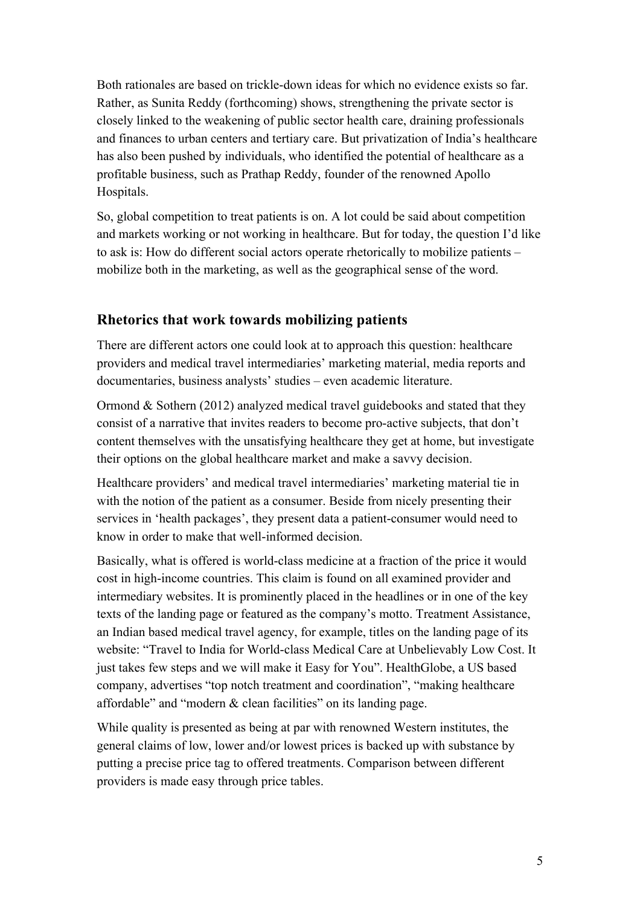Both rationales are based on trickle-down ideas for which no evidence exists so far. Rather, as Sunita Reddy (forthcoming) shows, strengthening the private sector is closely linked to the weakening of public sector health care, draining professionals and finances to urban centers and tertiary care. But privatization of India's healthcare has also been pushed by individuals, who identified the potential of healthcare as a profitable business, such as Prathap Reddy, founder of the renowned Apollo Hospitals.

So, global competition to treat patients is on. A lot could be said about competition and markets working or not working in healthcare. But for today, the question I'd like to ask is: How do different social actors operate rhetorically to mobilize patients – mobilize both in the marketing, as well as the geographical sense of the word.

## Rhetorics that work towards mobilizing patients

There are different actors one could look at to approach this question: healthcare providers and medical travel intermediaries' marketing material, media reports and documentaries, business analysts' studies – even academic literature.

Ormond & Sothern (2012) analyzed medical travel guidebooks and stated that they consist of a narrative that invites readers to become pro-active subjects, that don't content themselves with the unsatisfying healthcare they get at home, but investigate their options on the global healthcare market and make a savvy decision.

Healthcare providers' and medical travel intermediaries' marketing material tie in with the notion of the patient as a consumer. Beside from nicely presenting their services in 'health packages', they present data a patient-consumer would need to know in order to make that well-informed decision.

Basically, what is offered is world-class medicine at a fraction of the price it would cost in high-income countries. This claim is found on all examined provider and intermediary websites. It is prominently placed in the headlines or in one of the key texts of the landing page or featured as the company's motto. Treatment Assistance, an Indian based medical travel agency, for example, titles on the landing page of its website: "Travel to India for World-class Medical Care at Unbelievably Low Cost. It just takes few steps and we will make it Easy for You". HealthGlobe, a US based company, advertises "top notch treatment and coordination", "making healthcare affordable" and "modern & clean facilities" on its landing page.

While quality is presented as being at par with renowned Western institutes, the general claims of low, lower and/or lowest prices is backed up with substance by putting a precise price tag to offered treatments. Comparison between different providers is made easy through price tables.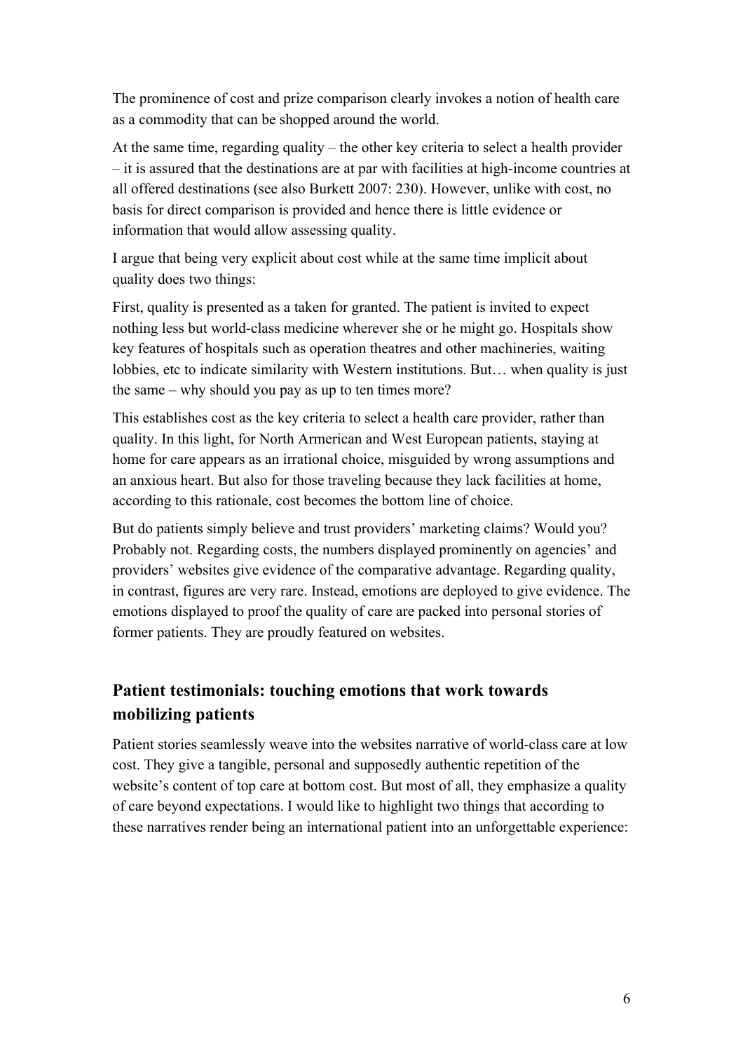The prominence of cost and prize comparison clearly invokes a notion of health care as a commodity that can be shopped around the world.

At the same time, regarding quality – the other key criteria to select a health provider – it is assured that the destinations are at par with facilities at high-income countries at all offered destinations (see also Burkett 2007: 230). However, unlike with cost, no basis for direct comparison is provided and hence there is little evidence or information that would allow assessing quality.

I argue that being very explicit about cost while at the same time implicit about quality does two things:

First, quality is presented as a taken for granted. The patient is invited to expect nothing less but world-class medicine wherever she or he might go. Hospitals show key features of hospitals such as operation theatres and other machineries, waiting lobbies, etc to indicate similarity with Western institutions. But… when quality is just the same – why should you pay as up to ten times more?

This establishes cost as the key criteria to select a health care provider, rather than quality. In this light, for North Armerican and West European patients, staying at home for care appears as an irrational choice, misguided by wrong assumptions and an anxious heart. But also for those traveling because they lack facilities at home, according to this rationale, cost becomes the bottom line of choice.

But do patients simply believe and trust providers' marketing claims? Would you? Probably not. Regarding costs, the numbers displayed prominently on agencies' and providers' websites give evidence of the comparative advantage. Regarding quality, in contrast, figures are very rare. Instead, emotions are deployed to give evidence. The emotions displayed to proof the quality of care are packed into personal stories of former patients. They are proudly featured on websites.

## Patient testimonials: touching emotions that work towards mobilizing patients

Patient stories seamlessly weave into the websites narrative of world-class care at low cost. They give a tangible, personal and supposedly authentic repetition of the website's content of top care at bottom cost. But most of all, they emphasize a quality of care beyond expectations. I would like to highlight two things that according to these narratives render being an international patient into an unforgettable experience: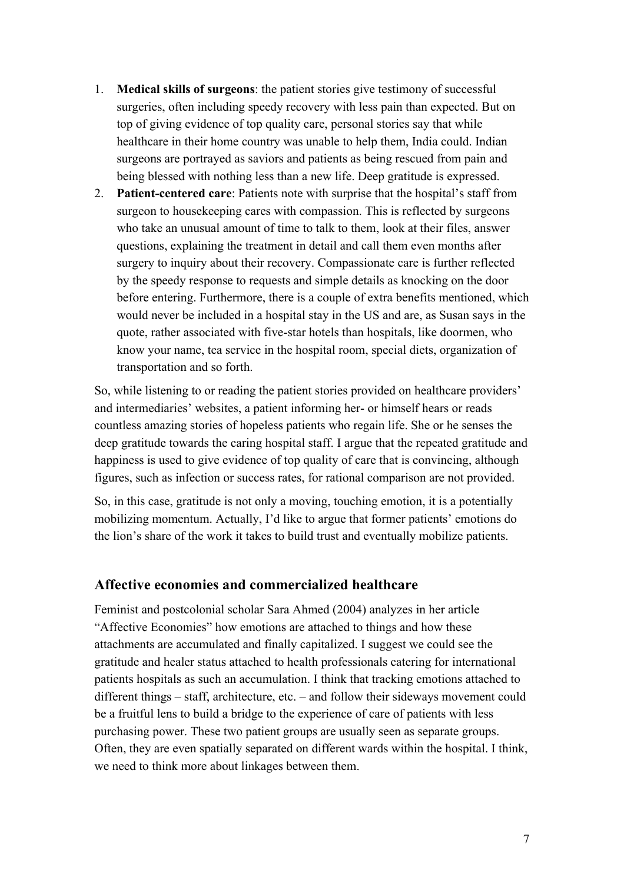1. **Medical skills of surgeons**: the patient stories give testimony of successful surgeries, often including speedy recovery with less pain than expected. But on top of giving evidence of top quality care, personal stories say that while healthcare in their home country was unable to help them, India could. Indian surgeons are portrayed as saviors and patients as being rescued from pain and being blessed with nothing less than a new life. Deep gratitude is expressed.
2. **Patient-centered care**: Patients note with surprise that the hospital's staff from surgeon to housekeeping cares with compassion. This is reflected by surgeons who take an unusual amount of time to talk to them, look at their files, answer questions, explaining the treatment in detail and call them even months after surgery to inquiry about their recovery. Compassionate care is further reflected by the speedy response to requests and simple details as knocking on the door before entering. Furthermore, there is a couple of extra benefits mentioned, which would never be included in a hospital stay in the US and are, as Susan says in the quote, rather associated with five-star hotels than hospitals, like doormen, who know your name, tea service in the hospital room, special diets, organization of transportation and so forth.

So, while listening to or reading the patient stories provided on healthcare providers' and intermediaries' websites, a patient informing her- or himself hears or reads countless amazing stories of hopeless patients who regain life. She or he senses the deep gratitude towards the caring hospital staff. I argue that the repeated gratitude and happiness is used to give evidence of top quality of care that is convincing, although figures, such as infection or success rates, for rational comparison are not provided.

So, in this case, gratitude is not only a moving, touching emotion, it is a potentially mobilizing momentum. Actually, I'd like to argue that former patients' emotions do the lion's share of the work it takes to build trust and eventually mobilize patients.

## Affective economies and commercialized healthcare

Feminist and postcolonial scholar Sara Ahmed (2004) analyzes in her article "Affective Economies" how emotions are attached to things and how these attachments are accumulated and finally capitalized. I suggest we could see the gratitude and healer status attached to health professionals catering for international patients hospitals as such an accumulation. I think that tracking emotions attached to different things – staff, architecture, etc. – and follow their sideways movement could be a fruitful lens to build a bridge to the experience of care of patients with less purchasing power. These two patient groups are usually seen as separate groups. Often, they are even spatially separated on different wards within the hospital. I think, we need to think more about linkages between them.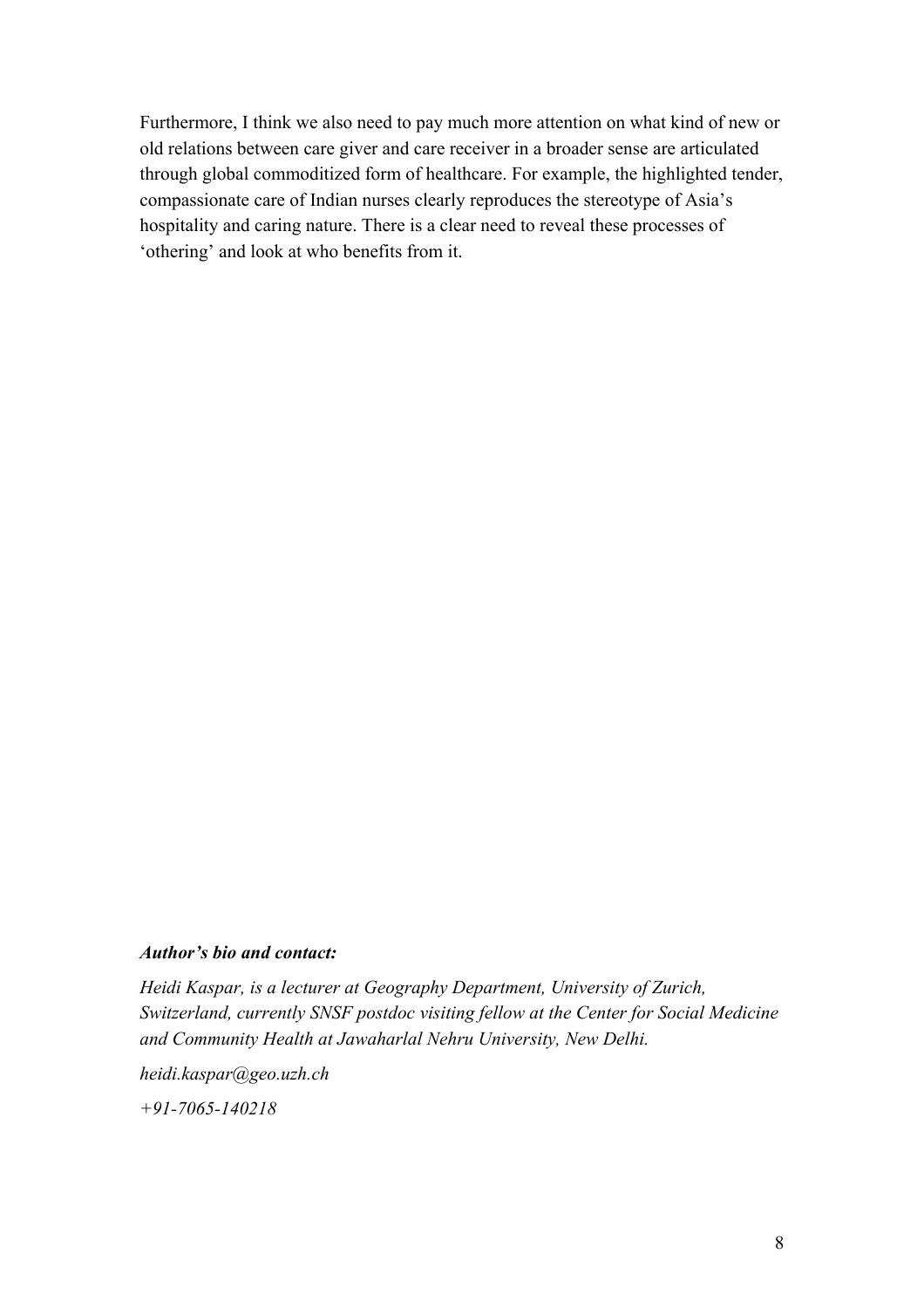Furthermore, I think we also need to pay much more attention on what kind of new or old relations between care giver and care receiver in a broader sense are articulated through global commoditized form of healthcare. For example, the highlighted tender, compassionate care of Indian nurses clearly reproduces the stereotype of Asia's hospitality and caring nature. There is a clear need to reveal these processes of 'othering' and look at who benefits from it.

***Author's bio and contact:***

*Heidi Kaspar, is a lecturer at Geography Department, University of Zurich, Switzerland, currently SNSF postdoc visiting fellow at the Center for Social Medicine and Community Health at Jawaharlal Nehru University, New Delhi.*

*heidi.kaspar@geo.uzh.ch*

*+91-7065-140218*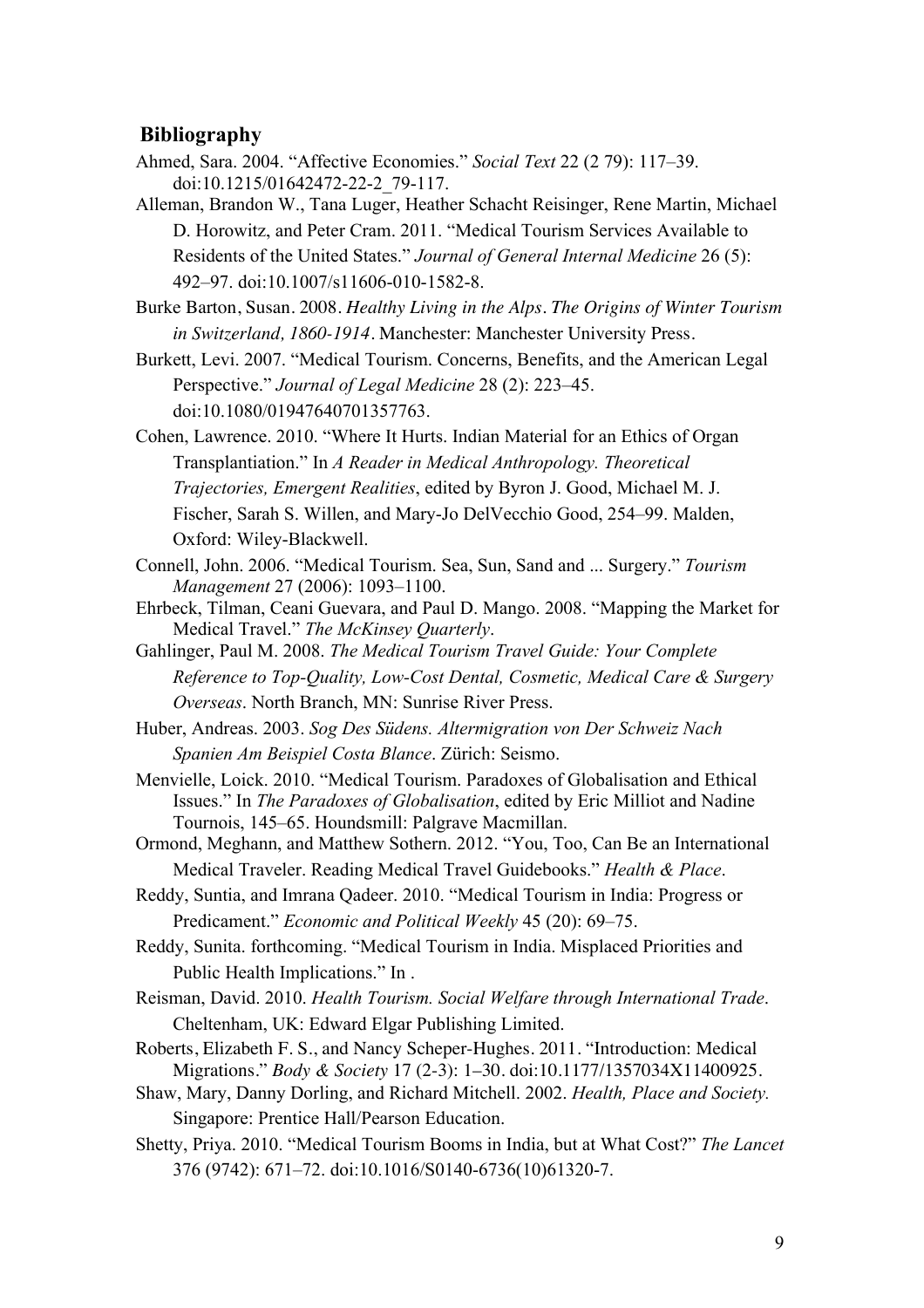## Bibliography

Ahmed, Sara. 2004. "Affective Economies." *Social Text* 22 (2 79): 117–39. doi:10.1215/01642472-22-2_79-117.

Alleman, Brandon W., Tana Luger, Heather Schacht Reisinger, Rene Martin, Michael D. Horowitz, and Peter Cram. 2011. "Medical Tourism Services Available to Residents of the United States." *Journal of General Internal Medicine* 26 (5): 492–97. doi:10.1007/s11606-010-1582-8.

Burke Barton, Susan. 2008. *Healthy Living in the Alps. The Origins of Winter Tourism in Switzerland, 1860-1914*. Manchester: Manchester University Press.

Burkett, Levi. 2007. "Medical Tourism. Concerns, Benefits, and the American Legal Perspective." *Journal of Legal Medicine* 28 (2): 223–45. doi:10.1080/01947640701357763.

Cohen, Lawrence. 2010. "Where It Hurts. Indian Material for an Ethics of Organ Transplantiation." In *A Reader in Medical Anthropology. Theoretical Trajectories, Emergent Realities*, edited by Byron J. Good, Michael M. J. Fischer, Sarah S. Willen, and Mary-Jo DelVecchio Good, 254–99. Malden, Oxford: Wiley-Blackwell.

Connell, John. 2006. "Medical Tourism. Sea, Sun, Sand and ... Surgery." *Tourism Management* 27 (2006): 1093–1100.

Ehrbeck, Tilman, Ceani Guevara, and Paul D. Mango. 2008. "Mapping the Market for Medical Travel." *The McKinsey Quarterly*.

Gahlinger, Paul M. 2008. *The Medical Tourism Travel Guide: Your Complete Reference to Top-Quality, Low-Cost Dental, Cosmetic, Medical Care & Surgery Overseas*. North Branch, MN: Sunrise River Press.

Huber, Andreas. 2003. *Sog Des Südens. Altermigration von Der Schweiz Nach Spanien Am Beispiel Costa Blance*. Zürich: Seismo.

Menvielle, Loick. 2010. "Medical Tourism. Paradoxes of Globalisation and Ethical Issues." In *The Paradoxes of Globalisation*, edited by Eric Milliot and Nadine Tournois, 145–65. Houndsmill: Palgrave Macmillan.

Ormond, Meghann, and Matthew Sothern. 2012. "You, Too, Can Be an International Medical Traveler. Reading Medical Travel Guidebooks." *Health & Place*.

Reddy, Suntia, and Imrana Qadeer. 2010. "Medical Tourism in India: Progress or Predicament." *Economic and Political Weekly* 45 (20): 69–75.

Reddy, Sunita. forthcoming. "Medical Tourism in India. Misplaced Priorities and Public Health Implications." In .

Reisman, David. 2010. *Health Tourism. Social Welfare through International Trade*. Cheltenham, UK: Edward Elgar Publishing Limited.

Roberts, Elizabeth F. S., and Nancy Scheper-Hughes. 2011. "Introduction: Medical Migrations." *Body & Society* 17 (2-3): 1–30. doi:10.1177/1357034X11400925.

Shaw, Mary, Danny Dorling, and Richard Mitchell. 2002. *Health, Place and Society.* Singapore: Prentice Hall/Pearson Education.

Shetty, Priya. 2010. "Medical Tourism Booms in India, but at What Cost?" *The Lancet* 376 (9742): 671–72. doi:10.1016/S0140-6736(10)61320-7.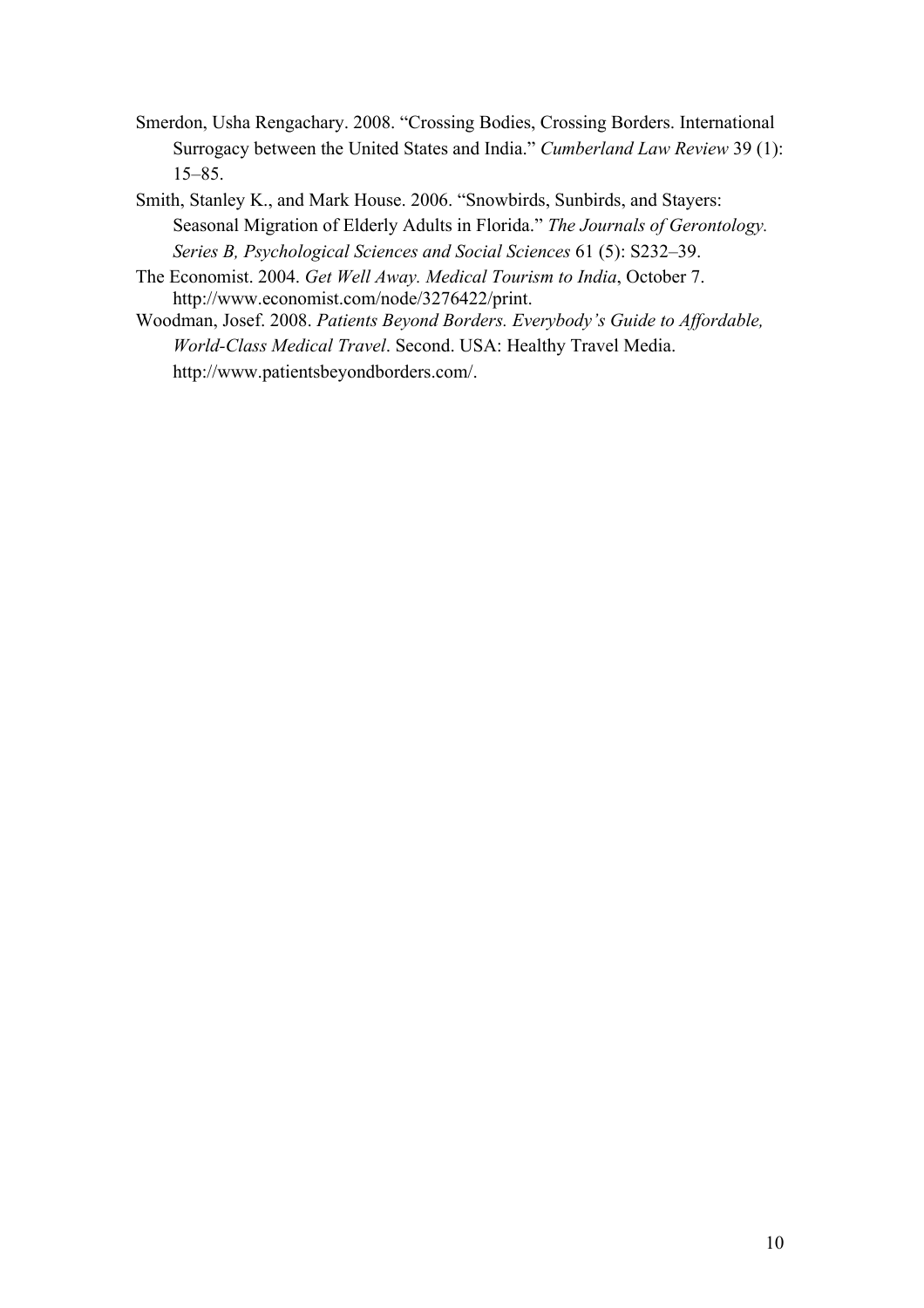Smerdon, Usha Rengachary. 2008. "Crossing Bodies, Crossing Borders. International Surrogacy between the United States and India." *Cumberland Law Review* 39 (1): 15–85.

Smith, Stanley K., and Mark House. 2006. "Snowbirds, Sunbirds, and Stayers: Seasonal Migration of Elderly Adults in Florida." *The Journals of Gerontology. Series B, Psychological Sciences and Social Sciences* 61 (5): S232–39.

The Economist. 2004. *Get Well Away. Medical Tourism to India*, October 7. http://www.economist.com/node/3276422/print.

Woodman, Josef. 2008. *Patients Beyond Borders. Everybody's Guide to Affordable, World-Class Medical Travel*. Second. USA: Healthy Travel Media. http://www.patientsbeyondborders.com/.